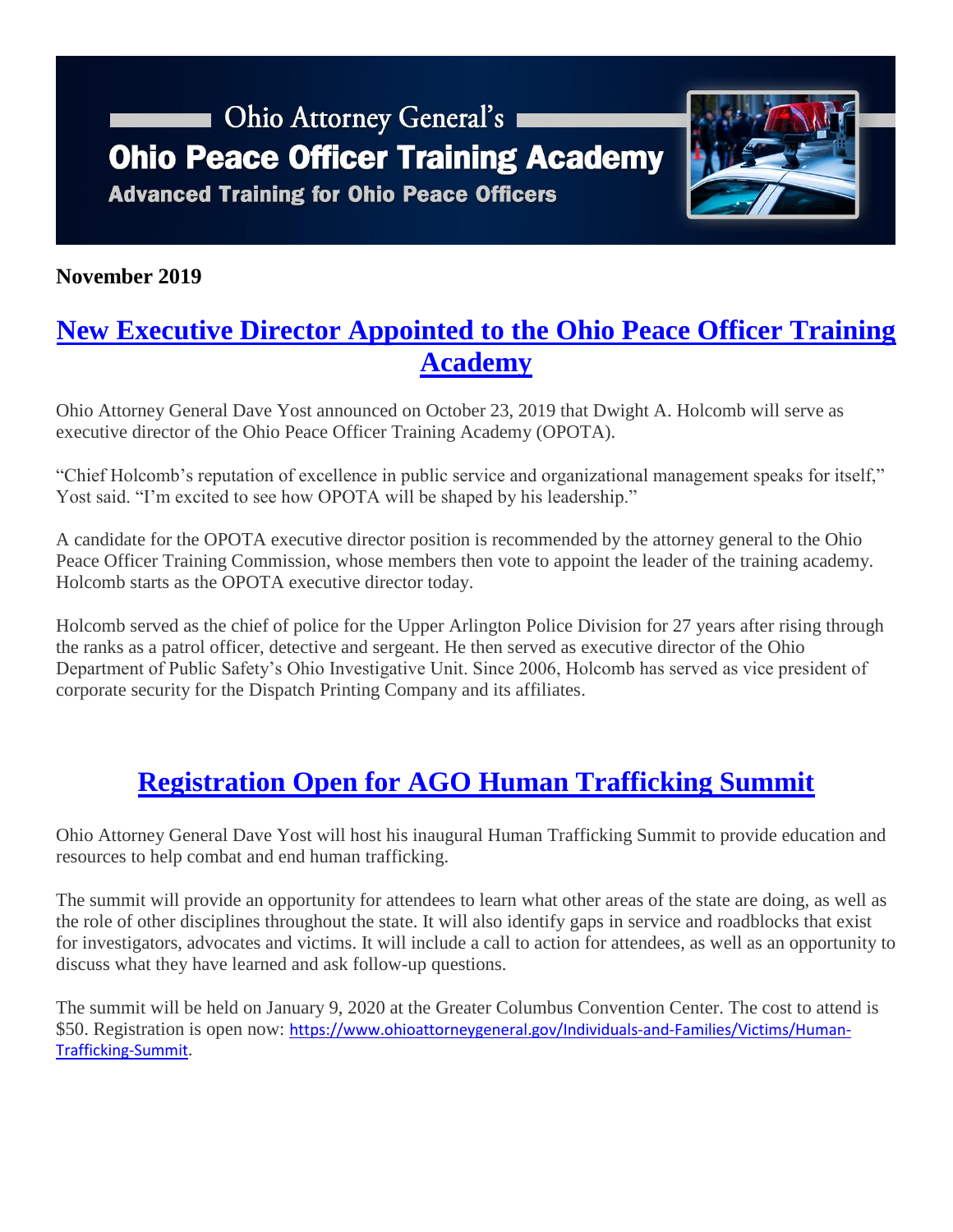# Ohio Attorney General's
# Ohio Peace Officer Training Academy
### Advanced Training for Ohio Peace Officers

**November 2019**

## [New Executive Director Appointed to the Ohio Peace Officer Training Academy]()

Ohio Attorney General Dave Yost announced on October 23, 2019 that Dwight A. Holcomb will serve as executive director of the Ohio Peace Officer Training Academy (OPOTA).

"Chief Holcomb's reputation of excellence in public service and organizational management speaks for itself," Yost said. "I'm excited to see how OPOTA will be shaped by his leadership."

A candidate for the OPOTA executive director position is recommended by the attorney general to the Ohio Peace Officer Training Commission, whose members then vote to appoint the leader of the training academy. Holcomb starts as the OPOTA executive director today.

Holcomb served as the chief of police for the Upper Arlington Police Division for 27 years after rising through the ranks as a patrol officer, detective and sergeant. He then served as executive director of the Ohio Department of Public Safety's Ohio Investigative Unit. Since 2006, Holcomb has served as vice president of corporate security for the Dispatch Printing Company and its affiliates.

## [Registration Open for AGO Human Trafficking Summit]()

Ohio Attorney General Dave Yost will host his inaugural Human Trafficking Summit to provide education and resources to help combat and end human trafficking.

The summit will provide an opportunity for attendees to learn what other areas of the state are doing, as well as the role of other disciplines throughout the state. It will also identify gaps in service and roadblocks that exist for investigators, advocates and victims. It will include a call to action for attendees, as well as an opportunity to discuss what they have learned and ask follow-up questions.

The summit will be held on January 9, 2020 at the Greater Columbus Convention Center. The cost to attend is $50. Registration is open now: [https://www.ohioattorneygeneral.gov/Individuals-and-Families/Victims/Human-Trafficking-Summit](https://www.ohioattorneygeneral.gov/Individuals-and-Families/Victims/Human-Trafficking-Summit).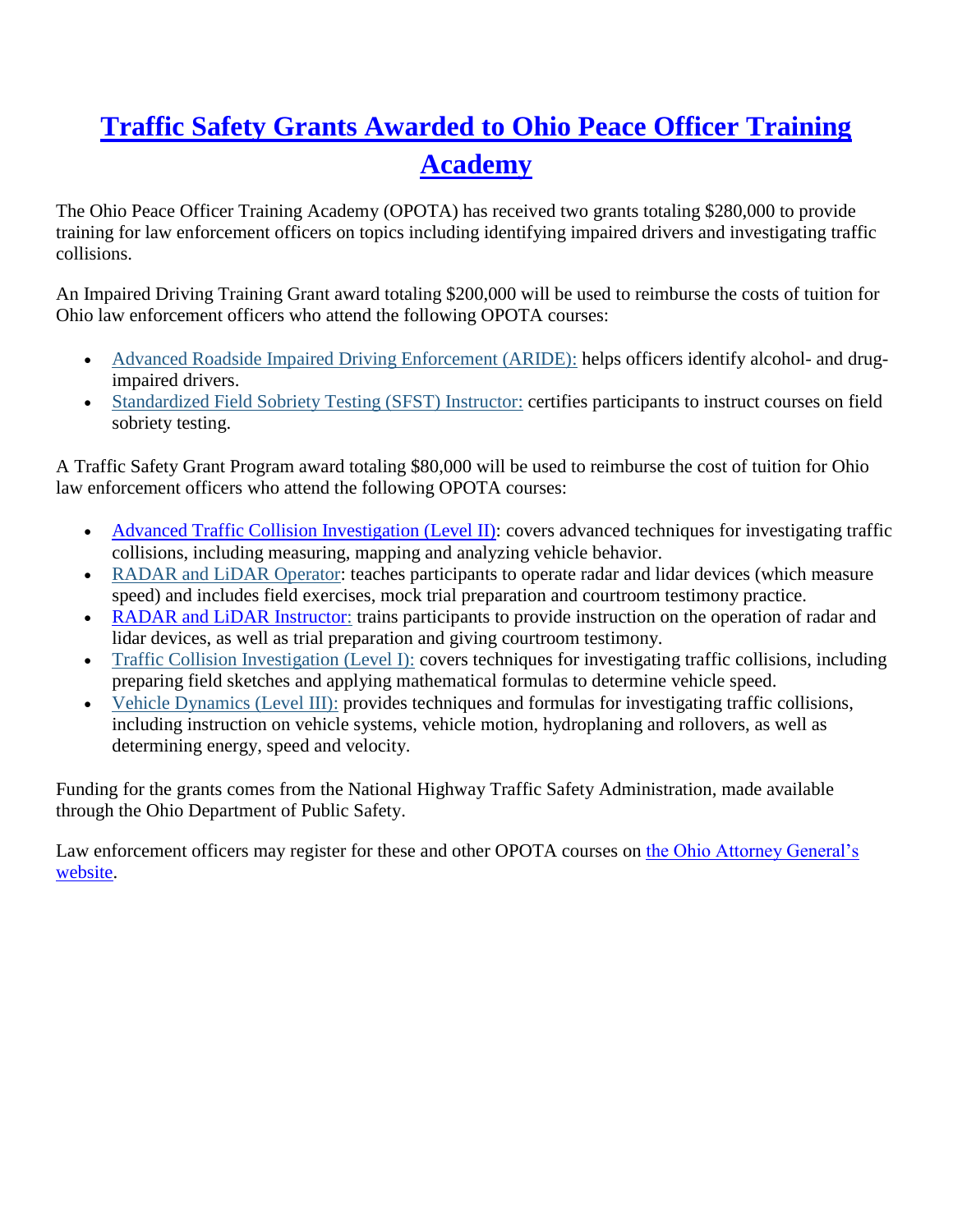# Traffic Safety Grants Awarded to Ohio Peace Officer Training Academy

The Ohio Peace Officer Training Academy (OPOTA) has received two grants totaling $280,000 to provide training for law enforcement officers on topics including identifying impaired drivers and investigating traffic collisions.

An Impaired Driving Training Grant award totaling $200,000 will be used to reimburse the costs of tuition for Ohio law enforcement officers who attend the following OPOTA courses:

- Advanced Roadside Impaired Driving Enforcement (ARIDE): helps officers identify alcohol- and drug-impaired drivers.
- Standardized Field Sobriety Testing (SFST) Instructor: certifies participants to instruct courses on field sobriety testing.

A Traffic Safety Grant Program award totaling $80,000 will be used to reimburse the cost of tuition for Ohio law enforcement officers who attend the following OPOTA courses:

- Advanced Traffic Collision Investigation (Level II): covers advanced techniques for investigating traffic collisions, including measuring, mapping and analyzing vehicle behavior.
- RADAR and LiDAR Operator: teaches participants to operate radar and lidar devices (which measure speed) and includes field exercises, mock trial preparation and courtroom testimony practice.
- RADAR and LiDAR Instructor: trains participants to provide instruction on the operation of radar and lidar devices, as well as trial preparation and giving courtroom testimony.
- Traffic Collision Investigation (Level I): covers techniques for investigating traffic collisions, including preparing field sketches and applying mathematical formulas to determine vehicle speed.
- Vehicle Dynamics (Level III): provides techniques and formulas for investigating traffic collisions, including instruction on vehicle systems, vehicle motion, hydroplaning and rollovers, as well as determining energy, speed and velocity.

Funding for the grants comes from the National Highway Traffic Safety Administration, made available through the Ohio Department of Public Safety.

Law enforcement officers may register for these and other OPOTA courses on the Ohio Attorney General's website.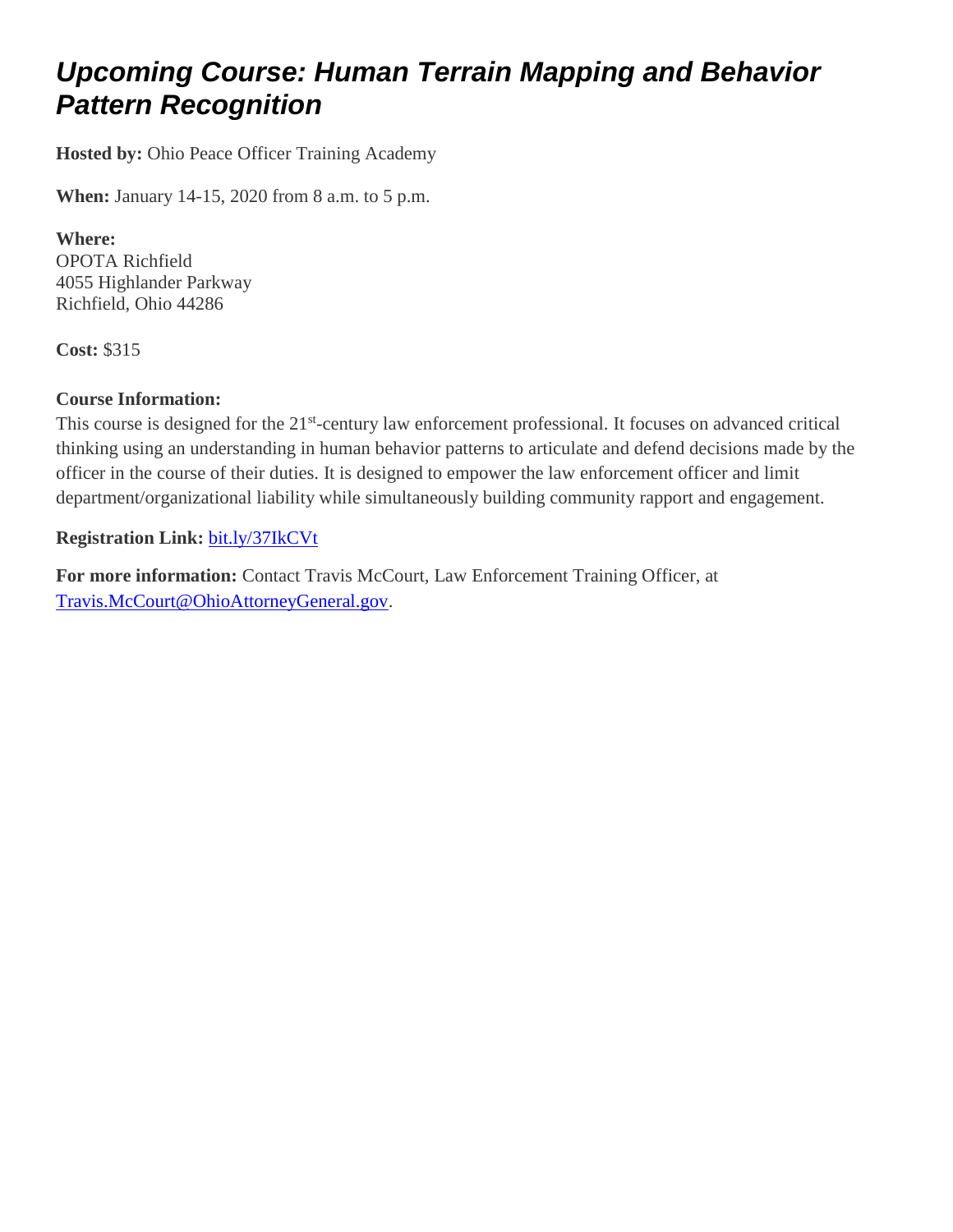# *Upcoming Course: Human Terrain Mapping and Behavior Pattern Recognition*

**Hosted by:** Ohio Peace Officer Training Academy

**When:** January 14-15, 2020 from 8 a.m. to 5 p.m.

**Where:**
OPOTA Richfield
4055 Highlander Parkway
Richfield, Ohio 44286

**Cost:** $315

**Course Information:**
This course is designed for the 21st-century law enforcement professional. It focuses on advanced critical thinking using an understanding in human behavior patterns to articulate and defend decisions made by the officer in the course of their duties. It is designed to empower the law enforcement officer and limit department/organizational liability while simultaneously building community rapport and engagement.

**Registration Link:** bit.ly/37IkCVt

**For more information:** Contact Travis McCourt, Law Enforcement Training Officer, at Travis.McCourt@OhioAttorneyGeneral.gov.